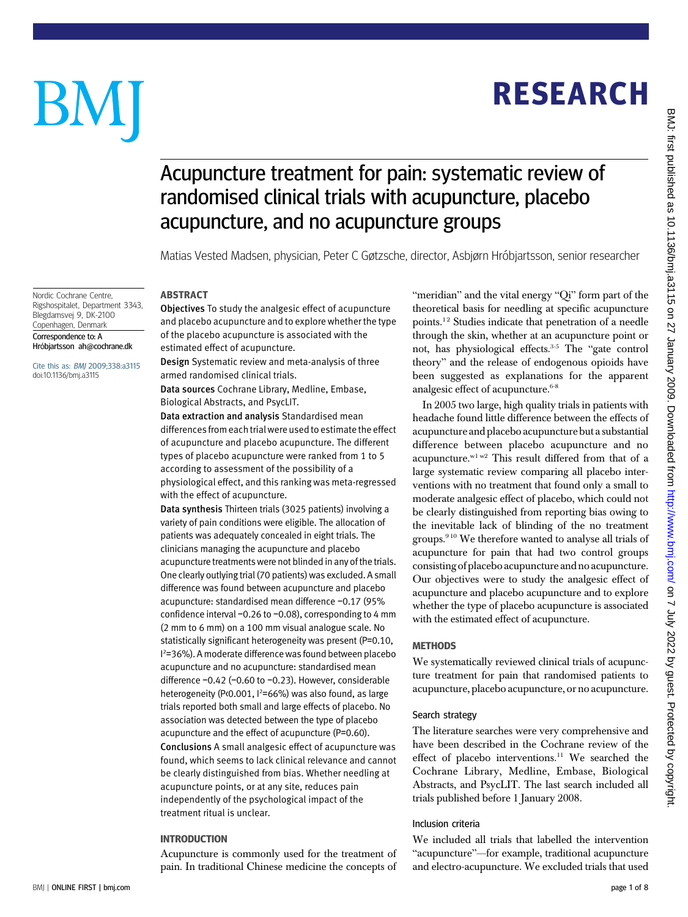# Acupuncture treatment for pain: systematic review of randomised clinical trials with acupuncture, placebo acupuncture, and no acupuncture groups

Matias Vested Madsen, physician, Peter C Gøtzsche, director, Asbjørn Hróbjartsson, senior researcher

Nordic Cochrane Centre, Rigshospitalet, Department 3343, Blegdamsvej 9, DK-2100 Copenhagen, Denmark

Correspondence to: A Hróbjartsson ah@cochrane.dk

Cite this as: *BMJ* 2009;338:a3115
doi:10.1136/bmj.a3115

## ABSTRACT

**Objectives** To study the analgesic effect of acupuncture and placebo acupuncture and to explore whether the type of the placebo acupuncture is associated with the estimated effect of acupuncture.

**Design** Systematic review and meta-analysis of three armed randomised clinical trials.

**Data sources** Cochrane Library, Medline, Embase, Biological Abstracts, and PsycLIT.

**Data extraction and analysis** Standardised mean differences from each trial were used to estimate the effect of acupuncture and placebo acupuncture. The different types of placebo acupuncture were ranked from 1 to 5 according to assessment of the possibility of a physiological effect, and this ranking was meta-regressed with the effect of acupuncture.

**Data synthesis** Thirteen trials (3025 patients) involving a variety of pain conditions were eligible. The allocation of patients was adequately concealed in eight trials. The clinicians managing the acupuncture and placebo acupuncture treatments were not blinded in any of the trials. One clearly outlying trial (70 patients) was excluded. A small difference was found between acupuncture and placebo acupuncture: standardised mean difference −0.17 (95% confidence interval −0.26 to −0.08), corresponding to 4 mm (2 mm to 6 mm) on a 100 mm visual analogue scale. No statistically significant heterogeneity was present (P=0.10, $I^2$=36%). A moderate difference was found between placebo acupuncture and no acupuncture: standardised mean difference −0.42 (−0.60 to −0.23). However, considerable heterogeneity (P<0.001, $I^2$=66%) was also found, as large trials reported both small and large effects of placebo. No association was detected between the type of placebo acupuncture and the effect of acupuncture (P=0.60).

**Conclusions** A small analgesic effect of acupuncture was found, which seems to lack clinical relevance and cannot be clearly distinguished from bias. Whether needling at acupuncture points, or at any site, reduces pain independently of the psychological impact of the treatment ritual is unclear.

## INTRODUCTION

Acupuncture is commonly used for the treatment of pain. In traditional Chinese medicine the concepts of "meridian" and the vital energy "Qi" form part of the theoretical basis for needling at specific acupuncture points.[1 2] Studies indicate that penetration of a needle through the skin, whether at an acupuncture point or not, has physiological effects.[3-5] The "gate control theory" and the release of endogenous opioids have been suggested as explanations for the apparent analgesic effect of acupuncture.[6-8]

In 2005 two large, high quality trials in patients with headache found little difference between the effects of acupuncture and placebo acupuncture but a substantial difference between placebo acupuncture and no acupuncture.[w1 w2] This result differed from that of a large systematic review comparing all placebo interventions with no treatment that found only a small to moderate analgesic effect of placebo, which could not be clearly distinguished from reporting bias owing to the inevitable lack of blinding of the no treatment groups.[9 10] We therefore wanted to analyse all trials of acupuncture for pain that had two control groups consisting of placebo acupuncture and no acupuncture. Our objectives were to study the analgesic effect of acupuncture and placebo acupuncture and to explore whether the type of placebo acupuncture is associated with the estimated effect of acupuncture.

## METHODS

We systematically reviewed clinical trials of acupuncture treatment for pain that randomised patients to acupuncture, placebo acupuncture, or no acupuncture.

### Search strategy

The literature searches were very comprehensive and have been described in the Cochrane review of the effect of placebo interventions.[11] We searched the Cochrane Library, Medline, Embase, Biological Abstracts, and PsycLIT. The last search included all trials published before 1 January 2008.

### Inclusion criteria

We included all trials that labelled the intervention "acupuncture"—for example, traditional acupuncture and electro-acupuncture. We excluded trials that used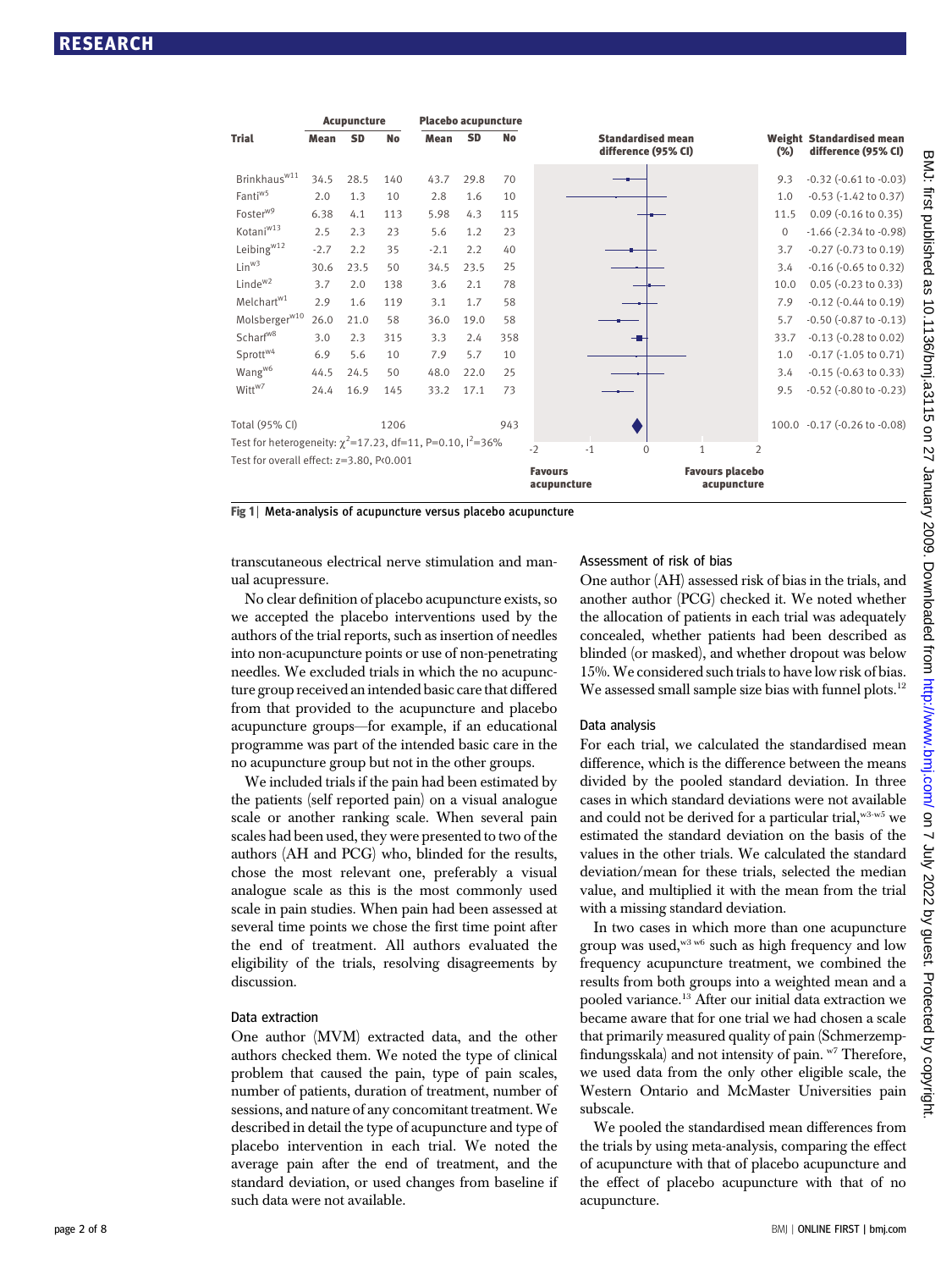| Trial | Acupuncture Mean | SD | No | Placebo acupuncture Mean | SD | No | Weight (%) | Standardised mean difference (95% CI) |
|---|---|---|---|---|---|---|---|---|
| Brinkhaus[w11] | 34.5 | 28.5 | 140 | 43.7 | 29.8 | 70 | 9.3 | -0.32 (-0.61 to -0.03) |
| Fanti[w5] | 2.0 | 1.3 | 10 | 2.8 | 1.6 | 10 | 1.0 | -0.53 (-1.42 to 0.37) |
| Foster[w9] | 6.38 | 4.1 | 113 | 5.98 | 4.3 | 115 | 11.5 | 0.09 (-0.16 to 0.35) |
| Kotani[w13] | 2.5 | 2.3 | 23 | 5.6 | 1.2 | 23 | 0 | -1.66 (-2.34 to -0.98) |
| Leibing[w12] | -2.7 | 2.2 | 35 | -2.1 | 2.2 | 40 | 3.7 | -0.27 (-0.73 to 0.19) |
| Lin[w3] | 30.6 | 23.5 | 50 | 34.5 | 23.5 | 25 | 3.4 | -0.16 (-0.65 to 0.32) |
| Linde[w2] | 3.7 | 2.0 | 138 | 3.6 | 2.1 | 78 | 10.0 | 0.05 (-0.23 to 0.33) |
| Melchart[w1] | 2.9 | 1.6 | 119 | 3.1 | 1.7 | 58 | 7.9 | -0.12 (-0.44 to 0.19) |
| Molsberger[w10] | 26.0 | 21.0 | 58 | 36.0 | 19.0 | 58 | 5.7 | -0.50 (-0.87 to -0.13) |
| Scharf[w8] | 3.0 | 2.3 | 315 | 3.3 | 2.4 | 358 | 33.7 | -0.13 (-0.28 to 0.02) |
| Sprott[w4] | 6.9 | 5.6 | 10 | 7.9 | 5.7 | 10 | 1.0 | -0.17 (-1.05 to 0.71) |
| Wang[w6] | 44.5 | 24.5 | 50 | 48.0 | 22.0 | 25 | 3.4 | -0.15 (-0.63 to 0.33) |
| Witt[w7] | 24.4 | 16.9 | 145 | 33.2 | 17.1 | 73 | 9.5 | -0.52 (-0.80 to -0.23) |
| Total (95% CI) | | | 1206 | | | 943 | 100.0 | -0.17 (-0.26 to -0.08) |

Test for heterogeneity: $\chi^2$=17.23, df=11, P=0.10, $I^2$=36%

Test for overall effect: z=3.80, P<0.001

Standardised mean difference (95% CI)

-2 -1 0 1 2

Favours acupuncture

Favours placebo acupuncture

Fig 1 | Meta-analysis of acupuncture versus placebo acupuncture

transcutaneous electrical nerve stimulation and manual acupressure.

No clear definition of placebo acupuncture exists, so we accepted the placebo interventions used by the authors of the trial reports, such as insertion of needles into non-acupuncture points or use of non-penetrating needles. We excluded trials in which the no acupuncture group received an intended basic care that differed from that provided to the acupuncture and placebo acupuncture groups—for example, if an educational programme was part of the intended basic care in the no acupuncture group but not in the other groups.

We included trials if the pain had been estimated by the patients (self reported pain) on a visual analogue scale or another ranking scale. When several pain scales had been used, they were presented to two of the authors (AH and PCG) who, blinded for the results, chose the most relevant one, preferably a visual analogue scale as this is the most commonly used scale in pain studies. When pain had been assessed at several time points we chose the first time point after the end of treatment. All authors evaluated the eligibility of the trials, resolving disagreements by discussion.

### Data extraction

One author (MVM) extracted data, and the other authors checked them. We noted the type of clinical problem that caused the pain, type of pain scales, number of patients, duration of treatment, number of sessions, and nature of any concomitant treatment. We described in detail the type of acupuncture and type of placebo intervention in each trial. We noted the average pain after the end of treatment, and the standard deviation, or used changes from baseline if such data were not available.

### Assessment of risk of bias

One author (AH) assessed risk of bias in the trials, and another author (PCG) checked it. We noted whether the allocation of patients in each trial was adequately concealed, whether patients had been described as blinded (or masked), and whether dropout was below 15%. We considered such trials to have low risk of bias. We assessed small sample size bias with funnel plots.[12]

### Data analysis

For each trial, we calculated the standardised mean difference, which is the difference between the means divided by the pooled standard deviation. In three cases in which standard deviations were not available and could not be derived for a particular trial,[w3-w5] we estimated the standard deviation on the basis of the values in the other trials. We calculated the standard deviation/mean for these trials, selected the median value, and multiplied it with the mean from the trial with a missing standard deviation.

In two cases in which more than one acupuncture group was used,[w3 w6] such as high frequency and low frequency acupuncture treatment, we combined the results from both groups into a weighted mean and a pooled variance.[13] After our initial data extraction we became aware that for one trial we had chosen a scale that primarily measured quality of pain (Schmerzempfindungsskala) and not intensity of pain.[w7] Therefore, we used data from the only other eligible scale, the Western Ontario and McMaster Universities pain subscale.

We pooled the standardised mean differences from the trials by using meta-analysis, comparing the effect of acupuncture with that of placebo acupuncture and the effect of placebo acupuncture with that of no acupuncture.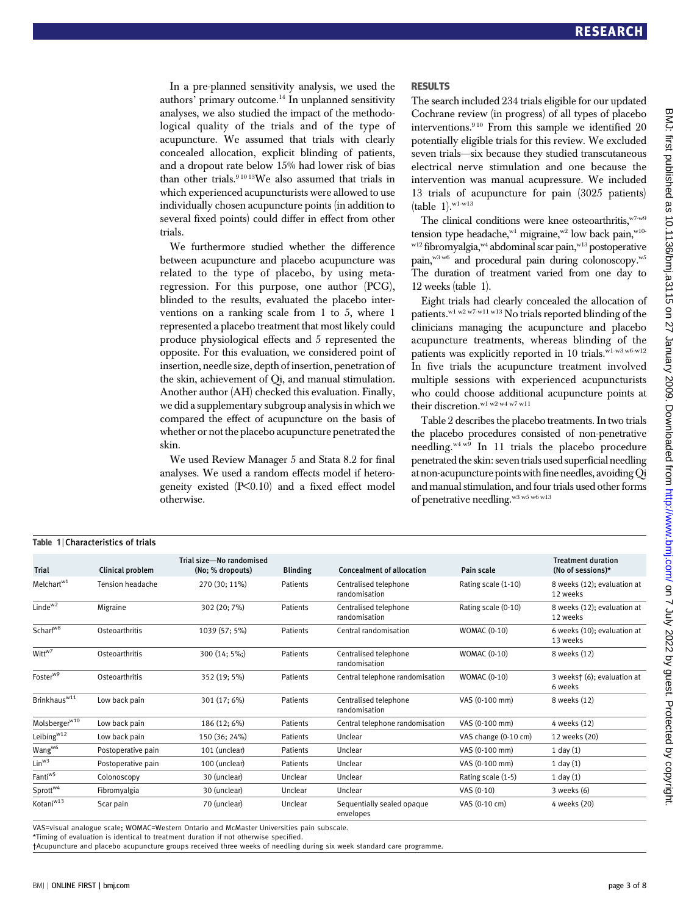In a pre-planned sensitivity analysis, we used the authors' primary outcome.[14] In unplanned sensitivity analyses, we also studied the impact of the methodological quality of the trials and of the type of acupuncture. We assumed that trials with clearly concealed allocation, explicit blinding of patients, and a dropout rate below 15% had lower risk of bias than other trials.[9 10 13] We also assumed that trials in which experienced acupuncturists were allowed to use individually chosen acupuncture points (in addition to several fixed points) could differ in effect from other trials.

We furthermore studied whether the difference between acupuncture and placebo acupuncture was related to the type of placebo, by using meta-regression. For this purpose, one author (PCG), blinded to the results, evaluated the placebo interventions on a ranking scale from 1 to 5, where 1 represented a placebo treatment that most likely could produce physiological effects and 5 represented the opposite. For this evaluation, we considered point of insertion, needle size, depth of insertion, penetration of the skin, achievement of Qi, and manual stimulation. Another author (AH) checked this evaluation. Finally, we did a supplementary subgroup analysis in which we compared the effect of acupuncture on the basis of whether or not the placebo acupuncture penetrated the skin.

We used Review Manager 5 and Stata 8.2 for final analyses. We used a random effects model if heterogeneity existed ($P<0.10$) and a fixed effect model otherwise.

## RESULTS

The search included 234 trials eligible for our updated Cochrane review (in progress) of all types of placebo interventions.[9 10] From this sample we identified 20 potentially eligible trials for this review. We excluded seven trials—six because they studied transcutaneous electrical nerve stimulation and one because the intervention was manual acupressure. We included 13 trials of acupuncture for pain (3025 patients) (table 1).[w1-w13]

The clinical conditions were knee osteoarthritis,[w7-w9] tension type headache,[w1] migraine,[w2] low back pain,[w10-w12] fibromyalgia,[w4] abdominal scar pain,[w13] postoperative pain,[w3 w6] and procedural pain during colonoscopy.[w5] The duration of treatment varied from one day to 12 weeks (table 1).

Eight trials had clearly concealed the allocation of patients.[w1 w2 w7-w11 w13] No trials reported blinding of the clinicians managing the acupuncture and placebo acupuncture treatments, whereas blinding of the patients was explicitly reported in 10 trials.[w1-w3 w6-w12] In five trials the acupuncture treatment involved multiple sessions with experienced acupuncturists who could choose additional acupuncture points at their discretion.[w1 w2 w4 w7 w11]

Table 2 describes the placebo treatments. In two trials the placebo procedures consisted of non-penetrative needling.[w4 w9] In 11 trials the placebo procedure penetrated the skin: seven trials used superficial needling at non-acupuncture points with fine needles, avoiding Qi and manual stimulation, and four trials used other forms of penetrative needling.[w3 w5 w6 w13]

**Table 1 | Characteristics of trials**

| Trial | Clinical problem | Trial size—No randomised (No; % dropouts) | Blinding | Concealment of allocation | Pain scale | Treatment duration (No of sessions)* |
|---|---|---|---|---|---|---|
| Melchart[w1] | Tension headache | 270 (30; 11%) | Patients | Centralised telephone randomisation | Rating scale (1-10) | 8 weeks (12); evaluation at 12 weeks |
| Linde[w2] | Migraine | 302 (20; 7%) | Patients | Centralised telephone randomisation | Rating scale (0-10) | 8 weeks (12); evaluation at 12 weeks |
| Scharf[w8] | Osteoarthritis | 1039 (57; 5%) | Patients | Central randomisation | WOMAC (0-10) | 6 weeks (10); evaluation at 13 weeks |
| Witt[w7] | Osteoarthritis | 300 (14; 5%;) | Patients | Centralised telephone randomisation | WOMAC (0-10) | 8 weeks (12) |
| Foster[w9] | Osteoarthritis | 352 (19; 5%) | Patients | Central telephone randomisation | WOMAC (0-10) | 3 weeks† (6); evaluation at 6 weeks |
| Brinkhaus[w11] | Low back pain | 301 (17; 6%) | Patients | Centralised telephone randomisation | VAS (0-100 mm) | 8 weeks (12) |
| Molsberger[w10] | Low back pain | 186 (12; 6%) | Patients | Central telephone randomisation | VAS (0-100 mm) | 4 weeks (12) |
| Leibing[w12] | Low back pain | 150 (36; 24%) | Patients | Unclear | VAS change (0-10 cm) | 12 weeks (20) |
| Wang[w6] | Postoperative pain | 101 (unclear) | Patients | Unclear | VAS (0-100 mm) | 1 day (1) |
| Lin[w3] | Postoperative pain | 100 (unclear) | Patients | Unclear | VAS (0-100 mm) | 1 day (1) |
| Fanti[w5] | Colonoscopy | 30 (unclear) | Unclear | Unclear | Rating scale (1-5) | 1 day (1) |
| Sprott[w4] | Fibromyalgia | 30 (unclear) | Unclear | Unclear | VAS (0-10) | 3 weeks (6) |
| Kotani[w13] | Scar pain | 70 (unclear) | Unclear | Sequentially sealed opaque envelopes | VAS (0-10 cm) | 4 weeks (20) |

VAS=visual analogue scale; WOMAC=Western Ontario and McMaster Universities pain subscale.
*Timing of evaluation is identical to treatment duration if not otherwise specified.
†Acupuncture and placebo acupuncture groups received three weeks of needling during six week standard care programme.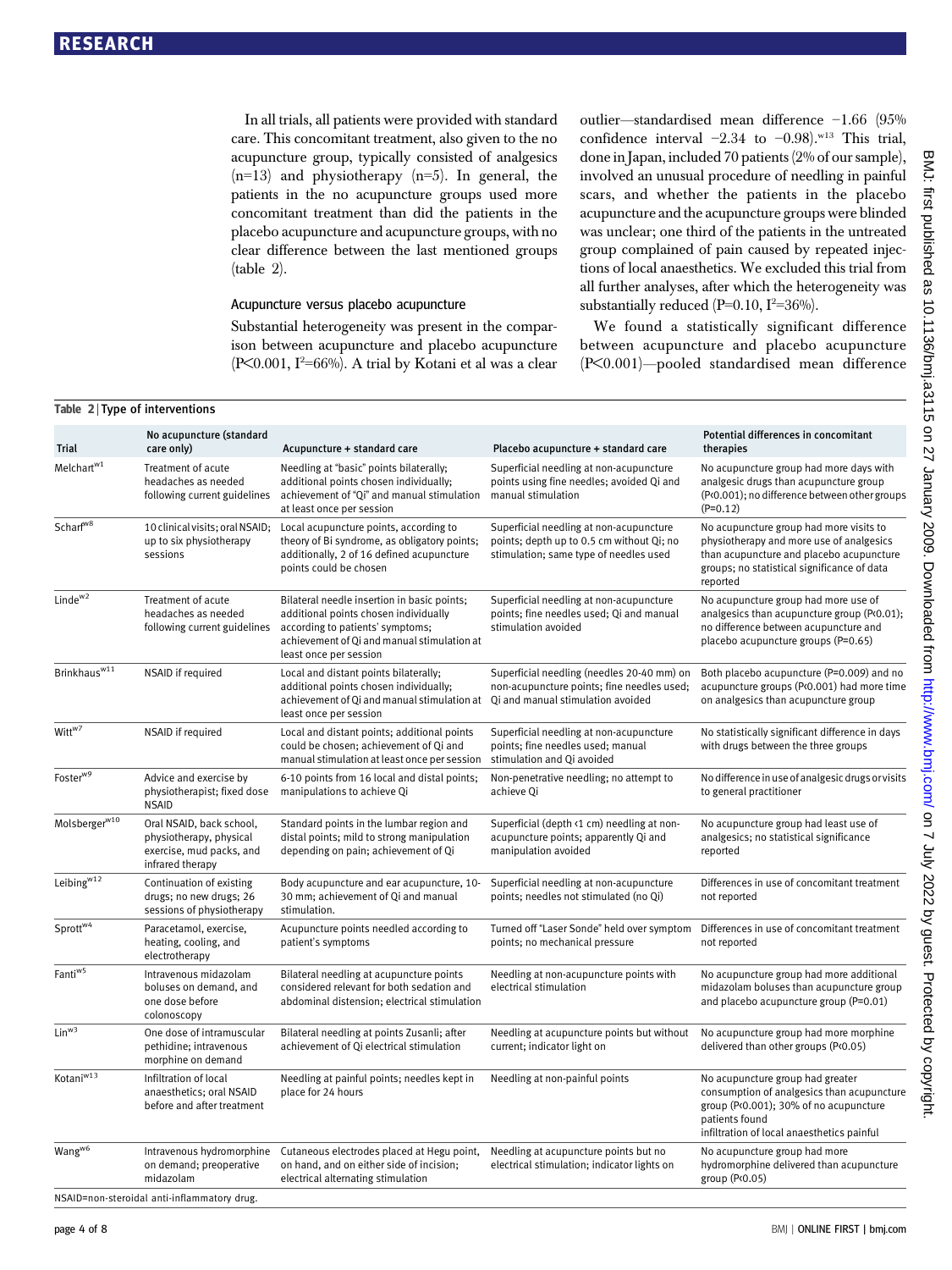In all trials, all patients were provided with standard care. This concomitant treatment, also given to the no acupuncture group, typically consisted of analgesics (n=13) and physiotherapy (n=5). In general, the patients in the no acupuncture groups used more concomitant treatment than did the patients in the placebo acupuncture and acupuncture groups, with no clear difference between the last mentioned groups (table 2).

### Acupuncture versus placebo acupuncture

Substantial heterogeneity was present in the comparison between acupuncture and placebo acupuncture ($P<0.001$, $I^2=66\%$). A trial by Kotani et al was a clear outlier—standardised mean difference −1.66 (95% confidence interval −2.34 to −0.98).[w13] This trial, done in Japan, included 70 patients (2% of our sample), involved an unusual procedure of needling in painful scars, and whether the patients in the placebo acupuncture and the acupuncture groups were blinded was unclear; one third of the patients in the untreated group complained of pain caused by repeated injections of local anaesthetics. We excluded this trial from all further analyses, after which the heterogeneity was substantially reduced ($P=0.10$, $I^2=36\%$).

We found a statistically significant difference between acupuncture and placebo acupuncture ($P<0.001$)—pooled standardised mean difference

**Table 2 | Type of interventions**

| Trial | No acupuncture (standard care only) | Acupuncture + standard care | Placebo acupuncture + standard care | Potential differences in concomitant therapies |
|---|---|---|---|---|
| Melchart[w1] | Treatment of acute headaches as needed following current guidelines | Needling at "basic" points bilaterally; additional points chosen individually; achievement of "Qi" and manual stimulation at least once per session | Superficial needling at non-acupuncture points using fine needles; avoided Qi and manual stimulation | No acupuncture group had more days with analgesic drugs than acupuncture group (P<0.001); no difference between other groups (P=0.12) |
| Scharf[w8] | 10 clinical visits; oral NSAID; up to six physiotherapy sessions | Local acupuncture points, according to theory of Bi syndrome, as obligatory points; additionally, 2 of 16 defined acupuncture points could be chosen | Superficial needling at non-acupuncture points; depth up to 0.5 cm without Qi; no stimulation; same type of needles used | No acupuncture group had more visits to physiotherapy and more use of analgesics than acupuncture and placebo acupuncture groups; no statistical significance of data reported |
| Linde[w2] | Treatment of acute headaches as needed following current guidelines | Bilateral needle insertion in basic points; additional points chosen individually according to patients' symptoms; achievement of Qi and manual stimulation at least once per session | Superficial needling at non-acupuncture points; fine needles used; Qi and manual stimulation avoided | No acupuncture group had more use of analgesics than acupuncture group (P<0.01); no difference between acupuncture and placebo acupuncture groups (P=0.65) |
| Brinkhaus[w11] | NSAID if required | Local and distant points bilaterally; additional points chosen individually; achievement of Qi and manual stimulation at least once per session | Superficial needling (needles 20-40 mm) on non-acupuncture points; fine needles used; Qi and manual stimulation avoided | Both placebo acupuncture (P=0.009) and no acupuncture groups (P<0.001) had more time on analgesics than acupuncture group |
| Witt[w7] | NSAID if required | Local and distant points; additional points could be chosen; achievement of Qi and manual stimulation at least once per session | Superficial needling at non-acupuncture points; fine needles used; manual stimulation and Qi avoided | No statistically significant difference in days with drugs between the three groups |
| Foster[w9] | Advice and exercise by physiotherapist; fixed dose NSAID | 6-10 points from 16 local and distal points; manipulations to achieve Qi | Non-penetrative needling; no attempt to achieve Qi | No difference in use of analgesic drugs or visits to general practitioner |
| Molsberger[w10] | Oral NSAID, back school, physiotherapy, physical exercise, mud packs, and infrared therapy | Standard points in the lumbar region and distal points; mild to strong manipulation depending on pain; achievement of Qi | Superficial (depth <1 cm) needling at non-acupuncture points; apparently Qi and manipulation avoided | No acupuncture group had least use of analgesics; no statistical significance reported |
| Leibing[w12] | Continuation of existing drugs; no new drugs; 26 sessions of physiotherapy | Body acupuncture and ear acupuncture, 10-30 mm; achievement of Qi and manual stimulation. | Superficial needling at non-acupuncture points; needles not stimulated (no Qi) | Differences in use of concomitant treatment not reported |
| Sprott[w4] | Paracetamol, exercise, heating, cooling, and electrotherapy | Acupuncture points needled according to patient's symptoms | Turned off "Laser Sonde" held over symptom points; no mechanical pressure | Differences in use of concomitant treatment not reported |
| Fanti[w5] | Intravenous midazolam boluses on demand, and one dose before colonoscopy | Bilateral needling at acupuncture points considered relevant for both sedation and abdominal distension; electrical stimulation | Needling at non-acupuncture points with electrical stimulation | No acupuncture group had more additional midazolam boluses than acupuncture group and placebo acupuncture group (P=0.01) |
| Lin[w3] | One dose of intramuscular pethidine; intravenous morphine on demand | Bilateral needling at points Zusanli; after achievement of Qi electrical stimulation | Needling at acupuncture points but without current; indicator light on | No acupuncture group had more morphine delivered than other groups (P<0.05) |
| Kotani[w13] | Infiltration of local anaesthetics; oral NSAID before and after treatment | Needling at painful points; needles kept in place for 24 hours | Needling at non-painful points | No acupuncture group had greater consumption of analgesics than acupuncture group (P<0.001); 30% of no acupuncture patients found infiltration of local anaesthetics painful |
| Wang[w6] | Intravenous hydromorphine on demand; preoperative midazolam | Cutaneous electrodes placed at Hegu point, on hand, and on either side of incision; electrical alternating stimulation | Needling at acupuncture points but no electrical stimulation; indicator lights on | No acupuncture group had more hydromorphine delivered than acupuncture group (P<0.05) |

NSAID=non-steroidal anti-inflammatory drug.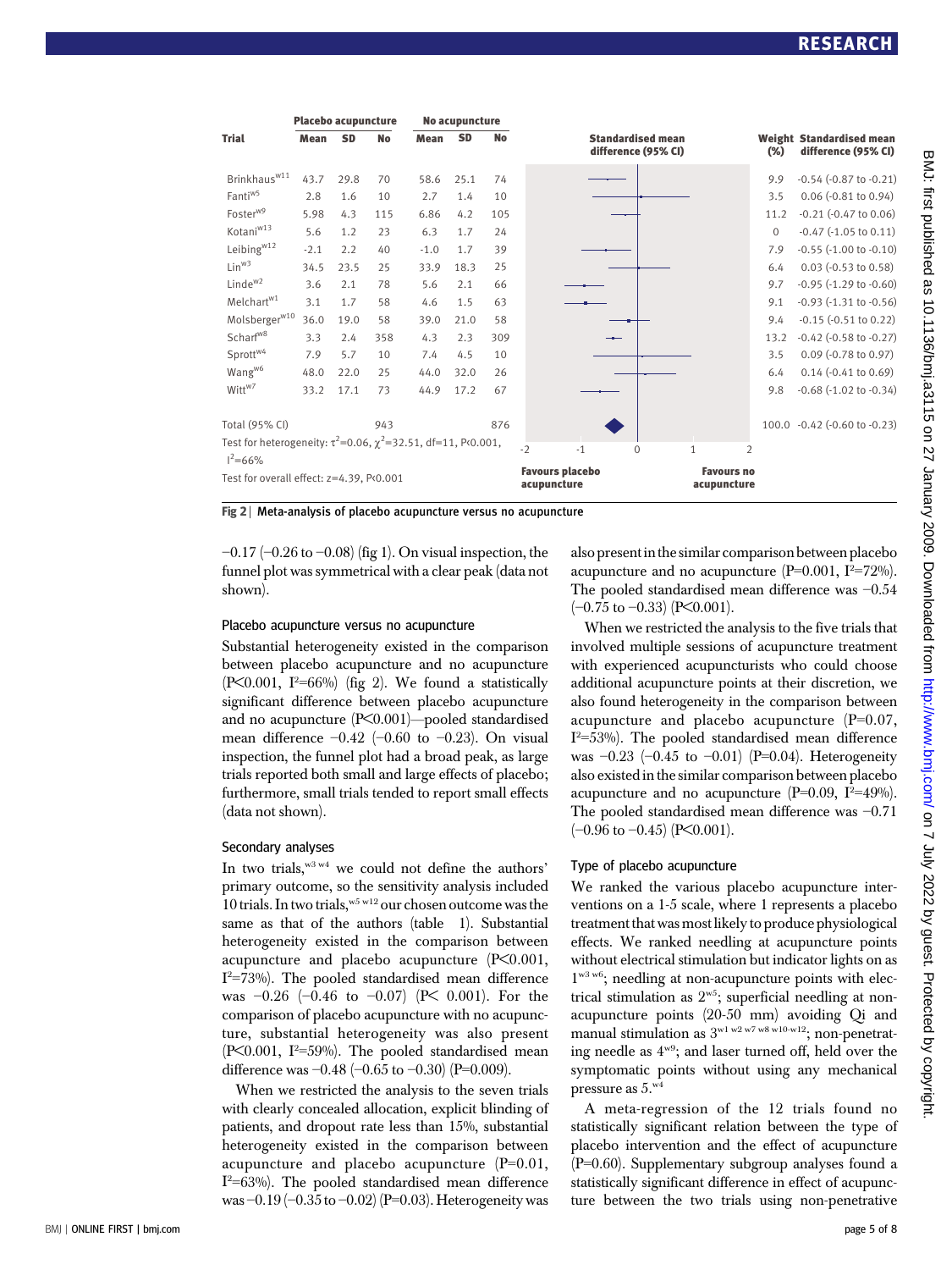| Trial | Placebo acupuncture Mean | SD | No | No acupuncture Mean | SD | No | Weight (%) | Standardised mean difference (95% CI) |
|---|---|---|---|---|---|---|---|---|
| Brinkhaus[w11] | 43.7 | 29.8 | 70 | 58.6 | 25.1 | 74 | 9.9 | -0.54 (-0.87 to -0.21) |
| Fanti[w5] | 2.8 | 1.6 | 10 | 2.7 | 1.4 | 10 | 3.5 | 0.06 (-0.81 to 0.94) |
| Foster[w9] | 5.98 | 4.3 | 115 | 6.86 | 4.2 | 105 | 11.2 | -0.21 (-0.47 to 0.06) |
| Kotani[w13] | 5.6 | 1.2 | 23 | 6.3 | 1.7 | 24 | 0 | -0.47 (-1.05 to 0.11) |
| Leibing[w12] | -2.1 | 2.2 | 40 | -1.0 | 1.7 | 39 | 7.9 | -0.55 (-1.00 to -0.10) |
| Lin[w3] | 34.5 | 23.5 | 25 | 33.9 | 18.3 | 25 | 6.4 | 0.03 (-0.53 to 0.58) |
| Linde[w2] | 3.6 | 2.1 | 78 | 5.6 | 2.1 | 66 | 9.7 | -0.95 (-1.29 to -0.60) |
| Melchart[w1] | 3.1 | 1.7 | 58 | 4.6 | 1.5 | 63 | 9.1 | -0.93 (-1.31 to -0.56) |
| Molsberger[w10] | 36.0 | 19.0 | 58 | 39.0 | 21.0 | 58 | 9.4 | -0.15 (-0.51 to 0.22) |
| Scharf[w8] | 3.3 | 2.4 | 358 | 4.3 | 2.3 | 309 | 13.2 | -0.42 (-0.58 to -0.27) |
| Sprott[w4] | 7.9 | 5.7 | 10 | 7.4 | 4.5 | 10 | 3.5 | 0.09 (-0.78 to 0.97) |
| Wang[w6] | 48.0 | 22.0 | 25 | 44.0 | 32.0 | 26 | 6.4 | 0.14 (-0.41 to 0.69) |
| Witt[w7] | 33.2 | 17.1 | 73 | 44.9 | 17.2 | 67 | 9.8 | -0.68 (-1.02 to -0.34) |
| Total (95% CI) | | | 943 | | | 876 | 100.0 | -0.42 (-0.60 to -0.23) |

Test for heterogeneity: $\tau^2$=0.06, $\chi^2$=32.51, df=11, P<0.001, $I^2$=66%

Test for overall effect: z=4.39, P<0.001

Favours placebo acupuncture / Favours no acupuncture

Fig 2 | Meta-analysis of placebo acupuncture versus no acupuncture

−0.17 (−0.26 to −0.08) (fig 1). On visual inspection, the funnel plot was symmetrical with a clear peak (data not shown).

### Placebo acupuncture versus no acupuncture

Substantial heterogeneity existed in the comparison between placebo acupuncture and no acupuncture (P<0.001, $I^2$=66%) (fig 2). We found a statistically significant difference between placebo acupuncture and no acupuncture (P<0.001)—pooled standardised mean difference −0.42 (−0.60 to −0.23). On visual inspection, the funnel plot had a broad peak, as large trials reported both small and large effects of placebo; furthermore, small trials tended to report small effects (data not shown).

### Secondary analyses

In two trials,[w3 w4] we could not define the authors' primary outcome, so the sensitivity analysis included 10 trials. In two trials,[w5 w12] our chosen outcome was the same as that of the authors (table 1). Substantial heterogeneity existed in the comparison between acupuncture and placebo acupuncture (P<0.001, $I^2$=73%). The pooled standardised mean difference was −0.26 (−0.46 to −0.07) (P< 0.001). For the comparison of placebo acupuncture with no acupuncture, substantial heterogeneity was also present (P<0.001, $I^2$=59%). The pooled standardised mean difference was −0.48 (−0.65 to −0.30) (P=0.009).

When we restricted the analysis to the seven trials with clearly concealed allocation, explicit blinding of patients, and dropout rate less than 15%, substantial heterogeneity existed in the comparison between acupuncture and placebo acupuncture (P=0.01, $I^2$=63%). The pooled standardised mean difference was −0.19 (−0.35 to −0.02) (P=0.03). Heterogeneity was also present in the similar comparison between placebo acupuncture and no acupuncture (P=0.001, $I^2$=72%). The pooled standardised mean difference was −0.54 (−0.75 to −0.33) (P<0.001).

When we restricted the analysis to the five trials that involved multiple sessions of acupuncture treatment with experienced acupuncturists who could choose additional acupuncture points at their discretion, we also found heterogeneity in the comparison between acupuncture and placebo acupuncture (P=0.07, $I^2$=53%). The pooled standardised mean difference was −0.23 (−0.45 to −0.01) (P=0.04). Heterogeneity also existed in the similar comparison between placebo acupuncture and no acupuncture (P=0.09, $I^2$=49%). The pooled standardised mean difference was −0.71 (−0.96 to −0.45) (P<0.001).

### Type of placebo acupuncture

We ranked the various placebo acupuncture interventions on a 1-5 scale, where 1 represents a placebo treatment that was most likely to produce physiological effects. We ranked needling at acupuncture points without electrical stimulation but indicator lights on as 1[w3 w6]; needling at non-acupuncture points with electrical stimulation as 2[w5]; superficial needling at non-acupuncture points (20-50 mm) avoiding Qi and manual stimulation as 3[w1 w2 w7 w8 w10-w12]; non-penetrating needle as 4[w9]; and laser turned off, held over the symptomatic points without using any mechanical pressure as 5.[w4]

A meta-regression of the 12 trials found no statistically significant relation between the type of placebo intervention and the effect of acupuncture (P=0.60). Supplementary subgroup analyses found a statistically significant difference in effect of acupuncture between the two trials using non-penetrative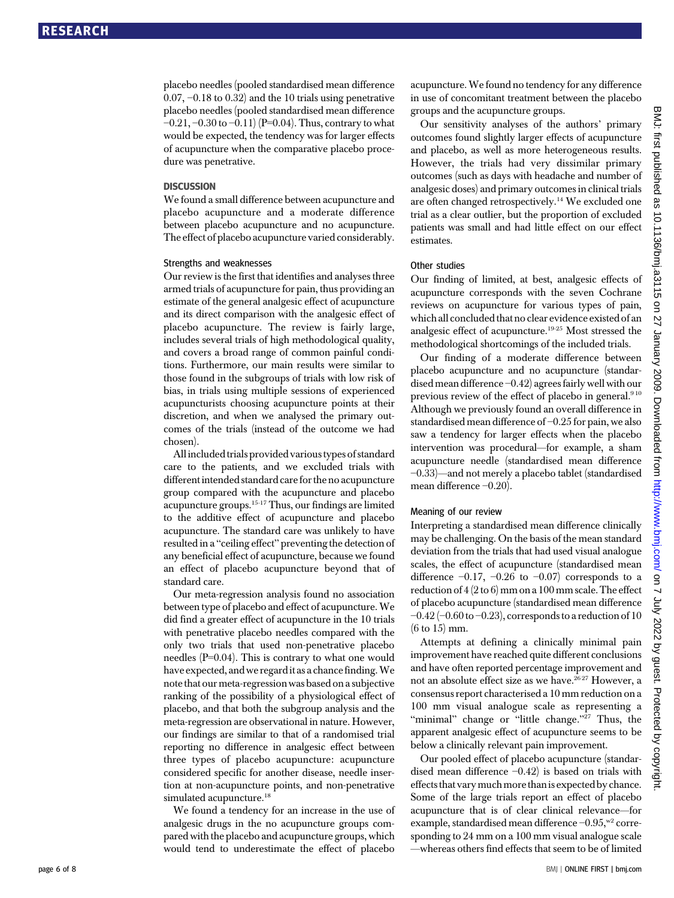placebo needles (pooled standardised mean difference 0.07, −0.18 to 0.32) and the 10 trials using penetrative placebo needles (pooled standardised mean difference −0.21, −0.30 to −0.11) (P=0.04). Thus, contrary to what would be expected, the tendency was for larger effects of acupuncture when the comparative placebo procedure was penetrative.

## DISCUSSION

We found a small difference between acupuncture and placebo acupuncture and a moderate difference between placebo acupuncture and no acupuncture. The effect of placebo acupuncture varied considerably.

### Strengths and weaknesses

Our review is the first that identifies and analyses three armed trials of acupuncture for pain, thus providing an estimate of the general analgesic effect of acupuncture and its direct comparison with the analgesic effect of placebo acupuncture. The review is fairly large, includes several trials of high methodological quality, and covers a broad range of common painful conditions. Furthermore, our main results were similar to those found in the subgroups of trials with low risk of bias, in trials using multiple sessions of experienced acupuncturists choosing acupuncture points at their discretion, and when we analysed the primary outcomes of the trials (instead of the outcome we had chosen).

All included trials provided various types of standard care to the patients, and we excluded trials with different intended standard care for the no acupuncture group compared with the acupuncture and placebo acupuncture groups.[15-17] Thus, our findings are limited to the additive effect of acupuncture and placebo acupuncture. The standard care was unlikely to have resulted in a "ceiling effect" preventing the detection of any beneficial effect of acupuncture, because we found an effect of placebo acupuncture beyond that of standard care.

Our meta-regression analysis found no association between type of placebo and effect of acupuncture. We did find a greater effect of acupuncture in the 10 trials with penetrative placebo needles compared with the only two trials that used non-penetrative placebo needles (P=0.04). This is contrary to what one would have expected, and we regard it as a chance finding. We note that our meta-regression was based on a subjective ranking of the possibility of a physiological effect of placebo, and that both the subgroup analysis and the meta-regression are observational in nature. However, our findings are similar to that of a randomised trial reporting no difference in analgesic effect between three types of placebo acupuncture: acupuncture considered specific for another disease, needle insertion at non-acupuncture points, and non-penetrative simulated acupuncture.[18]

We found a tendency for an increase in the use of analgesic drugs in the no acupuncture groups compared with the placebo and acupuncture groups, which would tend to underestimate the effect of placebo acupuncture. We found no tendency for any difference in use of concomitant treatment between the placebo groups and the acupuncture groups.

Our sensitivity analyses of the authors' primary outcomes found slightly larger effects of acupuncture and placebo, as well as more heterogeneous results. However, the trials had very dissimilar primary outcomes (such as days with headache and number of analgesic doses) and primary outcomes in clinical trials are often changed retrospectively.[14] We excluded one trial as a clear outlier, but the proportion of excluded patients was small and had little effect on our effect estimates.

### Other studies

Our finding of limited, at best, analgesic effects of acupuncture corresponds with the seven Cochrane reviews on acupuncture for various types of pain, which all concluded that no clear evidence existed of an analgesic effect of acupuncture.[19-25] Most stressed the methodological shortcomings of the included trials.

Our finding of a moderate difference between placebo acupuncture and no acupuncture (standardised mean difference −0.42) agrees fairly well with our previous review of the effect of placebo in general.[9,10] Although we previously found an overall difference in standardised mean difference of −0.25 for pain, we also saw a tendency for larger effects when the placebo intervention was procedural—for example, a sham acupuncture needle (standardised mean difference −0.33)—and not merely a placebo tablet (standardised mean difference −0.20).

### Meaning of our review

Interpreting a standardised mean difference clinically may be challenging. On the basis of the mean standard deviation from the trials that had used visual analogue scales, the effect of acupuncture (standardised mean difference −0.17, −0.26 to −0.07) corresponds to a reduction of 4 (2 to 6) mm on a 100 mm scale. The effect of placebo acupuncture (standardised mean difference −0.42 (−0.60 to −0.23), corresponds to a reduction of 10 (6 to 15) mm.

Attempts at defining a clinically minimal pain improvement have reached quite different conclusions and have often reported percentage improvement and not an absolute effect size as we have.[26,27] However, a consensus report characterised a 10 mm reduction on a 100 mm visual analogue scale as representing a "minimal" change or "little change."[27] Thus, the apparent analgesic effect of acupuncture seems to be below a clinically relevant pain improvement.

Our pooled effect of placebo acupuncture (standardised mean difference −0.42) is based on trials with effects that vary much more than is expected by chance. Some of the large trials report an effect of placebo acupuncture that is of clear clinical relevance—for example, standardised mean difference −0.95,[w2] corresponding to 24 mm on a 100 mm visual analogue scale —whereas others find effects that seem to be of limited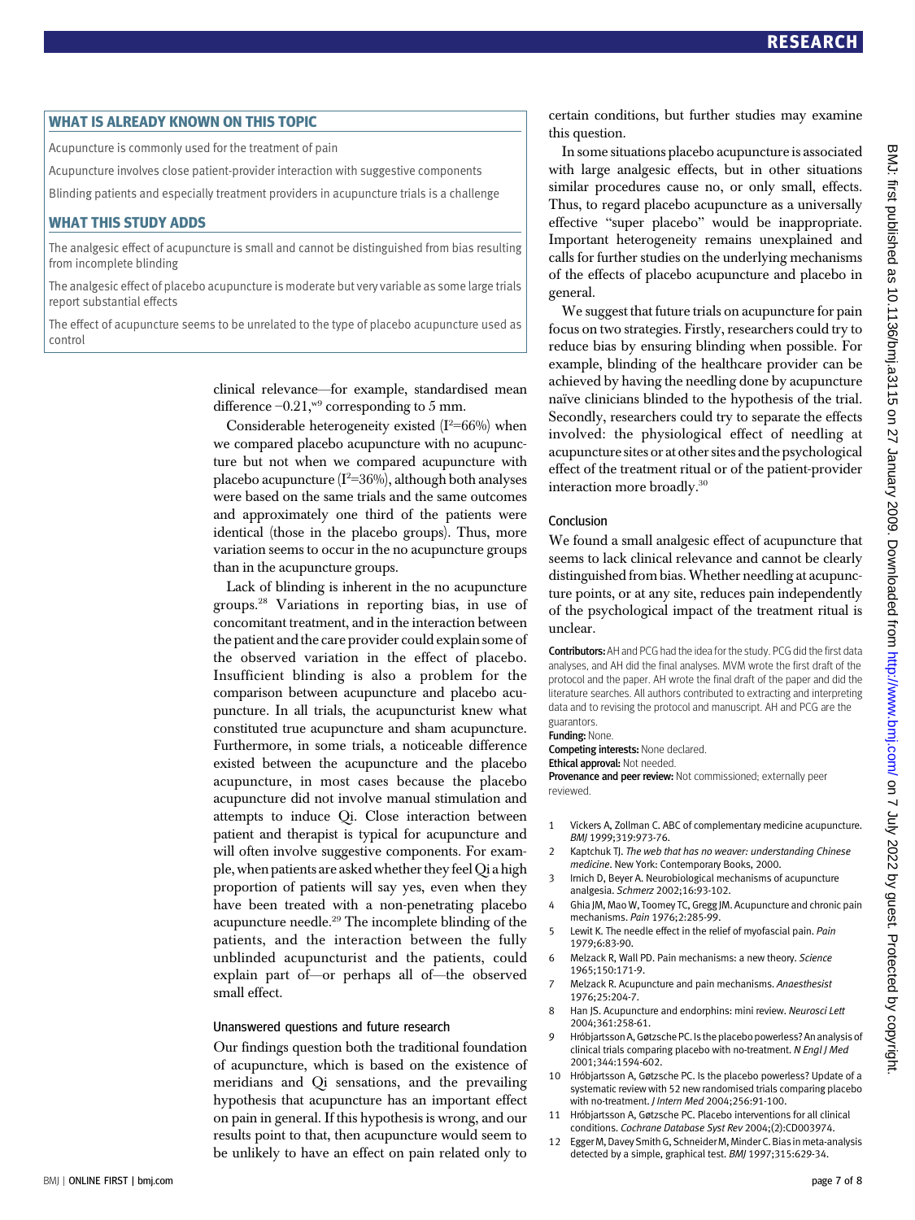## WHAT IS ALREADY KNOWN ON THIS TOPIC

Acupuncture is commonly used for the treatment of pain

Acupuncture involves close patient-provider interaction with suggestive components

Blinding patients and especially treatment providers in acupuncture trials is a challenge

## WHAT THIS STUDY ADDS

The analgesic effect of acupuncture is small and cannot be distinguished from bias resulting from incomplete blinding

The analgesic effect of placebo acupuncture is moderate but very variable as some large trials report substantial effects

The effect of acupuncture seems to be unrelated to the type of placebo acupuncture used as control

clinical relevance—for example, standardised mean difference −0.21,[w9] corresponding to 5 mm.

Considerable heterogeneity existed ($I^2$=66%) when we compared placebo acupuncture with no acupuncture but not when we compared acupuncture with placebo acupuncture ($I^2$=36%), although both analyses were based on the same trials and the same outcomes and approximately one third of the patients were identical (those in the placebo groups). Thus, more variation seems to occur in the no acupuncture groups than in the acupuncture groups.

Lack of blinding is inherent in the no acupuncture groups.[28] Variations in reporting bias, in use of concomitant treatment, and in the interaction between the patient and the care provider could explain some of the observed variation in the effect of placebo. Insufficient blinding is also a problem for the comparison between acupuncture and placebo acupuncture. In all trials, the acupuncturist knew what constituted true acupuncture and sham acupuncture. Furthermore, in some trials, a noticeable difference existed between the acupuncture and the placebo acupuncture, in most cases because the placebo acupuncture did not involve manual stimulation and attempts to induce Qi. Close interaction between patient and therapist is typical for acupuncture and will often involve suggestive components. For example, when patients are asked whether they feel Qi a high proportion of patients will say yes, even when they have been treated with a non-penetrating placebo acupuncture needle.[29] The incomplete blinding of the patients, and the interaction between the fully unblinded acupuncturist and the patients, could explain part of—or perhaps all of—the observed small effect.

### Unanswered questions and future research

Our findings question both the traditional foundation of acupuncture, which is based on the existence of meridians and Qi sensations, and the prevailing hypothesis that acupuncture has an important effect on pain in general. If this hypothesis is wrong, and our results point to that, then acupuncture would seem to be unlikely to have an effect on pain related only to certain conditions, but further studies may examine this question.

In some situations placebo acupuncture is associated with large analgesic effects, but in other situations similar procedures cause no, or only small, effects. Thus, to regard placebo acupuncture as a universally effective "super placebo" would be inappropriate. Important heterogeneity remains unexplained and calls for further studies on the underlying mechanisms of the effects of placebo acupuncture and placebo in general.

We suggest that future trials on acupuncture for pain focus on two strategies. Firstly, researchers could try to reduce bias by ensuring blinding when possible. For example, blinding of the healthcare provider can be achieved by having the needling done by acupuncture naïve clinicians blinded to the hypothesis of the trial. Secondly, researchers could try to separate the effects involved: the physiological effect of needling at acupuncture sites or at other sites and the psychological effect of the treatment ritual or of the patient-provider interaction more broadly.[30]

### Conclusion

We found a small analgesic effect of acupuncture that seems to lack clinical relevance and cannot be clearly distinguished from bias. Whether needling at acupuncture points, or at any site, reduces pain independently of the psychological impact of the treatment ritual is unclear.

**Contributors:** AH and PCG had the idea for the study. PCG did the first data analyses, and AH did the final analyses. MVM wrote the first draft of the protocol and the paper. AH wrote the final draft of the paper and did the literature searches. All authors contributed to extracting and interpreting data and to revising the protocol and manuscript. AH and PCG are the guarantors.

**Funding:** None.

**Competing interests:** None declared.

**Ethical approval:** Not needed.

**Provenance and peer review:** Not commissioned; externally peer reviewed.

1. Vickers A, Zollman C. ABC of complementary medicine acupuncture. *BMJ* 1999;319:973-76.
2. Kaptchuk TJ. *The web that has no weaver: understanding Chinese medicine*. New York: Contemporary Books, 2000.
3. Irnich D, Beyer A. Neurobiological mechanisms of acupuncture analgesia. *Schmerz* 2002;16:93-102.
4. Ghia JM, Mao W, Toomey TC, Gregg JM. Acupuncture and chronic pain mechanisms. *Pain* 1976;2:285-99.
5. Lewit K. The needle effect in the relief of myofascial pain. *Pain* 1979;6:83-90.
6. Melzack R, Wall PD. Pain mechanisms: a new theory. *Science* 1965;150:171-9.
7. Melzack R. Acupuncture and pain mechanisms. *Anaesthesist* 1976;25:204-7.
8. Han JS. Acupuncture and endorphins: mini review. *Neurosci Lett* 2004;361:258-61.
9. Hróbjartsson A, Gøtzsche PC. Is the placebo powerless? An analysis of clinical trials comparing placebo with no-treatment. *N Engl J Med* 2001;344:1594-602.
10. Hróbjartsson A, Gøtzsche PC. Is the placebo powerless? Update of a systematic review with 52 new randomised trials comparing placebo with no-treatment. *J Intern Med* 2004;256:91-100.
11. Hróbjartsson A, Gøtzsche PC. Placebo interventions for all clinical conditions. *Cochrane Database Syst Rev* 2004;(2):CD003974.
12. Egger M, Davey Smith G, Schneider M, Minder C. Bias in meta-analysis detected by a simple, graphical test. *BMJ* 1997;315:629-34.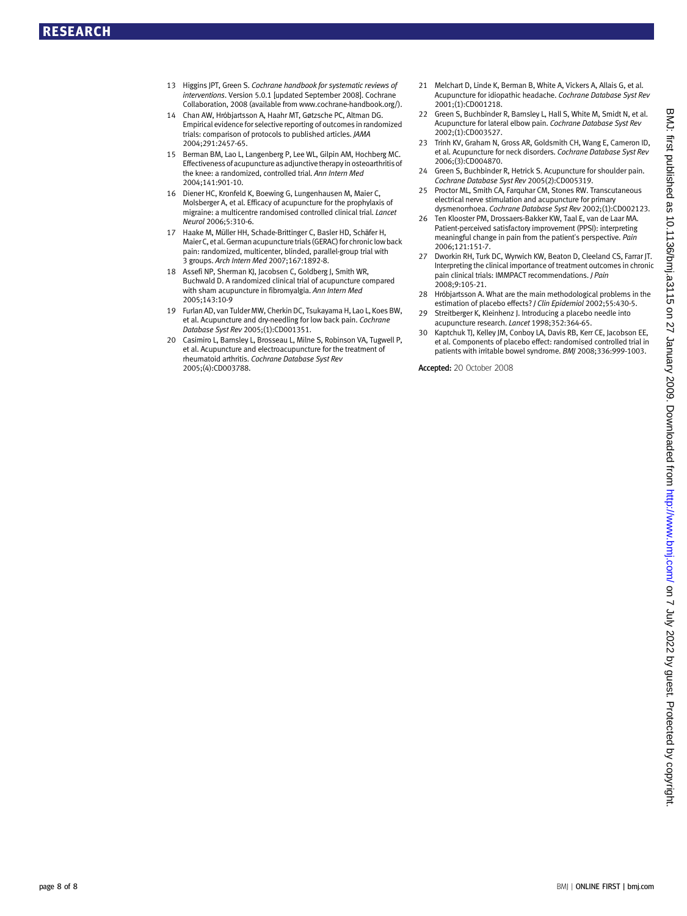13 Higgins JPT, Green S. *Cochrane handbook for systematic reviews of interventions*. Version 5.0.1 [updated September 2008]. Cochrane Collaboration, 2008 (available from www.cochrane-handbook.org/).

14 Chan AW, Hróbjartsson A, Haahr MT, Gøtzsche PC, Altman DG. Empirical evidence for selective reporting of outcomes in randomized trials: comparison of protocols to published articles. *JAMA* 2004;291:2457-65.

15 Berman BM, Lao L, Langenberg P, Lee WL, Gilpin AM, Hochberg MC. Effectiveness of acupuncture as adjunctive therapy in osteoarthritis of the knee: a randomized, controlled trial. *Ann Intern Med* 2004;141:901-10.

16 Diener HC, Kronfeld K, Boewing G, Lungenhausen M, Maier C, Molsberger A, et al. Efficacy of acupuncture for the prophylaxis of migraine: a multicentre randomised controlled clinical trial. *Lancet Neurol* 2006;5:310-6.

17 Haake M, Müller HH, Schade-Brittinger C, Basler HD, Schäfer H, Maier C, et al. German acupuncture trials (GERAC) for chronic low back pain: randomized, multicenter, blinded, parallel-group trial with 3 groups. *Arch Intern Med* 2007;167:1892-8.

18 Assefi NP, Sherman KJ, Jacobsen C, Goldberg J, Smith WR, Buchwald D. A randomized clinical trial of acupuncture compared with sham acupuncture in fibromyalgia. *Ann Intern Med* 2005;143:10-9

19 Furlan AD, van Tulder MW, Cherkin DC, Tsukayama H, Lao L, Koes BW, et al. Acupuncture and dry-needling for low back pain. *Cochrane Database Syst Rev* 2005;(1):CD001351.

20 Casimiro L, Barnsley L, Brosseau L, Milne S, Robinson VA, Tugwell P, et al. Acupuncture and electroacupuncture for the treatment of rheumatoid arthritis. *Cochrane Database Syst Rev* 2005;(4):CD003788.

21 Melchart D, Linde K, Berman B, White A, Vickers A, Allais G, et al. Acupuncture for idiopathic headache. *Cochrane Database Syst Rev* 2001;(1):CD001218.

22 Green S, Buchbinder R, Barnsley L, Hall S, White M, Smidt N, et al. Acupuncture for lateral elbow pain. *Cochrane Database Syst Rev* 2002;(1):CD003527.

23 Trinh KV, Graham N, Gross AR, Goldsmith CH, Wang E, Cameron ID, et al. Acupuncture for neck disorders. *Cochrane Database Syst Rev* 2006;(3):CD004870.

24 Green S, Buchbinder R, Hetrick S. Acupuncture for shoulder pain. *Cochrane Database Syst Rev* 2005(2):CD005319.

25 Proctor ML, Smith CA, Farquhar CM, Stones RW. Transcutaneous electrical nerve stimulation and acupuncture for primary dysmenorrhoea. *Cochrane Database Syst Rev* 2002;(1):CD002123.

26 Ten Klooster PM, Drossaers-Bakker KW, Taal E, van de Laar MA. Patient-perceived satisfactory improvement (PPSI): interpreting meaningful change in pain from the patient's perspective. *Pain* 2006;121:151-7.

27 Dworkin RH, Turk DC, Wyrwich KW, Beaton D, Cleeland CS, Farrar JT. Interpreting the clinical importance of treatment outcomes in chronic pain clinical trials: IMMPACT recommendations. *J Pain* 2008;9:105-21.

28 Hróbjartsson A. What are the main methodological problems in the estimation of placebo effects? *J Clin Epidemiol* 2002;55:430-5.

29 Streitberger K, Kleinhenz J. Introducing a placebo needle into acupuncture research. *Lancet* 1998;352:364-65.

30 Kaptchuk TJ, Kelley JM, Conboy LA, Davis RB, Kerr CE, Jacobson EE, et al. Components of placebo effect: randomised controlled trial in patients with irritable bowel syndrome. *BMJ* 2008;336:999-1003.

**Accepted:** 20 October 2008